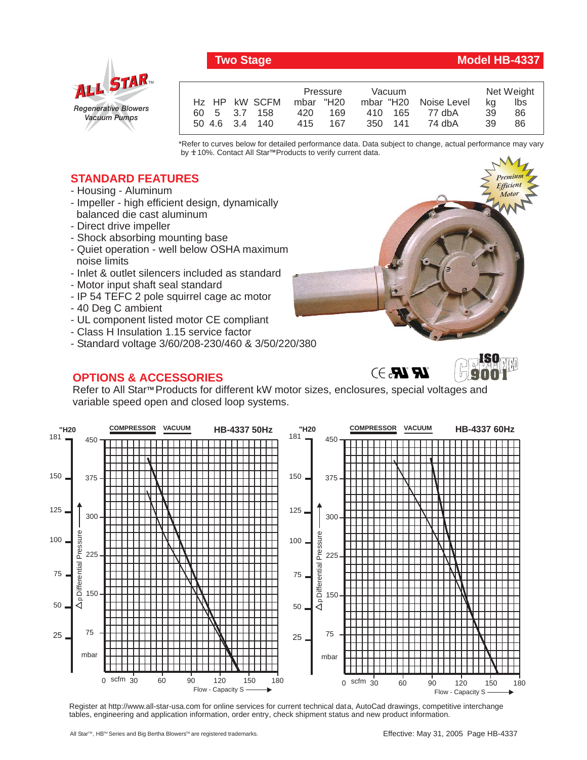# Two Stage — Model HB-4337

**ALL STAR™**
*Regenerative Blowers*
*Vacuum Pumps*

| Hz | HP | kW | SCFM | Pressure mbar | Pressure "H20 | Vacuum mbar | Vacuum "H20 | Noise Level | Net Weight kg | Net Weight lbs |
|---|---|---|---|---|---|---|---|---|---|---|
| 60 | 5 | 3.7 | 158 | 420 | 169 | 410 | 165 | 77 dbA | 39 | 86 |
| 50 | 4.6 | 3.4 | 140 | 415 | 167 | 350 | 141 | 74 dbA | 39 | 86 |

*Refer to curves below for detailed performance data. Data subject to change, actual performance may vary by ± 10%. Contact All Star™ Products to verify current data.

## STANDARD FEATURES

- Housing - Aluminum
- Impeller - high efficient design, dynamically balanced die cast aluminum
- Direct drive impeller
- Shock absorbing mounting base
- Quiet operation - well below OSHA maximum noise limits
- Inlet & outlet silencers included as standard
- Motor input shaft seal standard
- IP 54 TEFC 2 pole squirrel cage ac motor
- 40 Deg C ambient
- UL component listed motor CE compliant
- Class H Insulation 1.15 service factor
- Standard voltage 3/60/208-230/460 & 3/50/220/380

*Premium Efficient Motor*

## OPTIONS & ACCESSORIES

Refer to All Star™ Products for different kW motor sizes, enclosures, special voltages and variable speed open and closed loop systems.

**HB-4337 50Hz** — COMPRESSOR / VACUUM

**HB-4337 60Hz** — COMPRESSOR / VACUUM

Register at http://www.all-star-usa.com for online services for current technical data, engineering and application information, order entry, check shipment status and new product information, AutoCad drawings, competitive interchange tables.

All Star™, HB™ Series and Big Bertha Blowers™ are registered trademarks.

Effective: May 31, 2005 Page HB-4337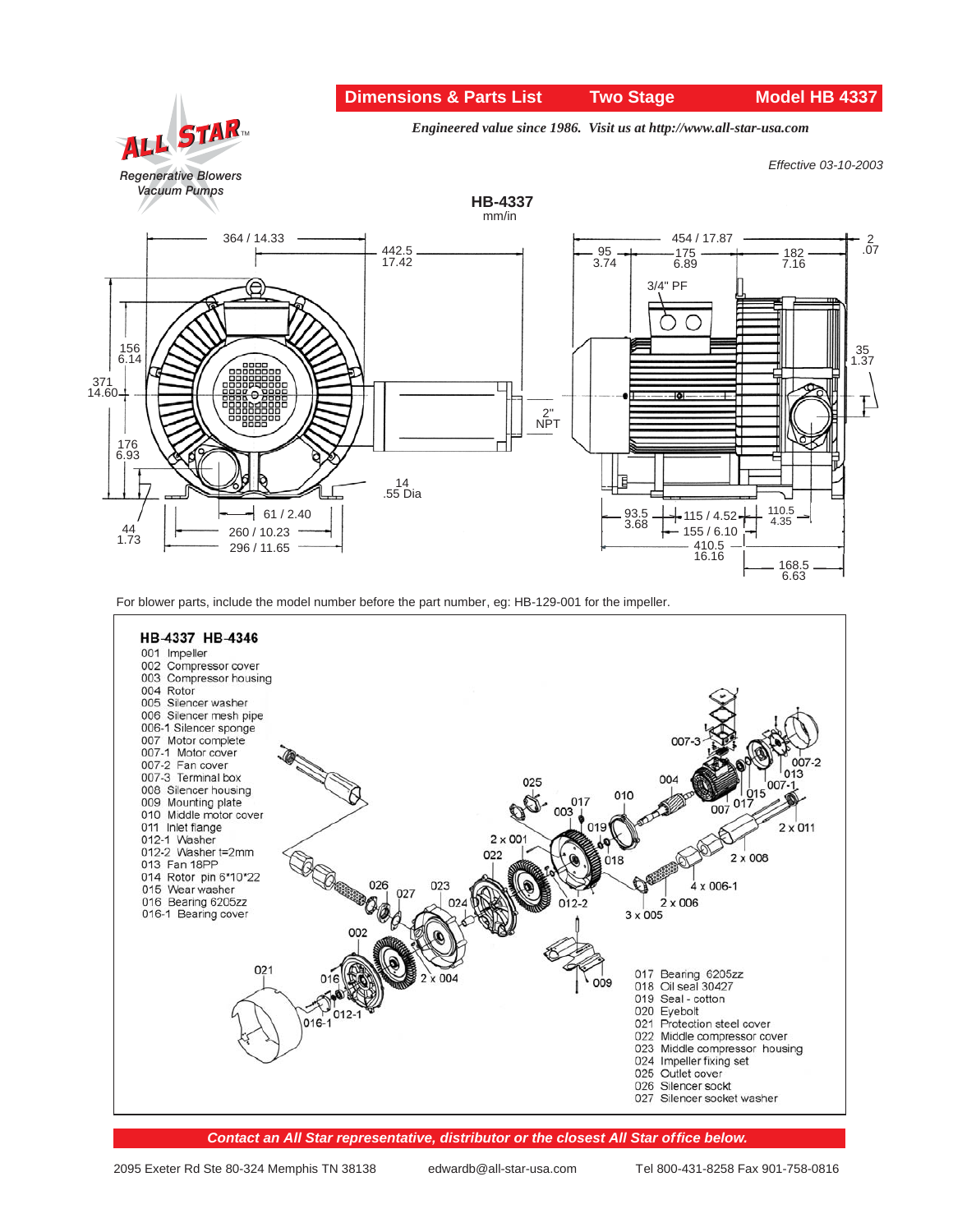# Dimensions & Parts List — Two Stage — Model HB 4337

*Engineered value since 1986. Visit us at http://www.all-star-usa.com*

ALL STAR™
Regenerative Blowers
Vacuum Pumps

*Effective 03-10-2003*

## HB-4337

mm/in

364 / 14.33
442.5
17.42
156
6.14
371
14.60
176
6.93
44
1.73
61 / 2.40
260 / 10.23
296 / 11.65
14
.55 Dia
2"
NPT
454 / 17.87
95
3.74
175
6.89
182
7.16
2
.07
3/4" PF
35
1.37
93.5
3.68
115 / 4.52
155 / 6.10
410.5
16.16
110.5
4.35
168.5
6.63

For blower parts, include the model number before the part number, eg: HB-129-001 for the impeller.

**HB-4337 HB-4346**

- 001 Impeller
- 002 Compressor cover
- 003 Compressor housing
- 004 Rotor
- 005 Silencer washer
- 006 Silencer mesh pipe
- 006-1 Silencer sponge
- 007 Motor complete
- 007-1 Motor cover
- 007-2 Fan cover
- 007-3 Terminal box
- 008 Silencer housing
- 009 Mounting plate
- 010 Middle motor cover
- 011 Inlet flange
- 012-1 Washer
- 012-2 Washer t=2mm
- 013 Fan 18PP
- 014 Rotor pin 6*10*22
- 015 Wear washer
- 016 Bearing 6205zz
- 016-1 Bearing cover
- 017 Bearing 6205zz
- 018 Oil seal 30427
- 019 Seal - cotton
- 020 Eyebolt
- 021 Protection steel cover
- 022 Middle compressor cover
- 023 Middle compressor housing
- 024 Impeller fixing set
- 025 Outlet cover
- 026 Silencer sockt
- 027 Silencer socket washer

007-3
007-2
013
004
015
007-1
010
017
007
025
003
017
019
2 x 011
2 x 001
022
018
2 x 008
026
027
023
4 x 006-1
024
012-2
2 x 006
3 x 005
002
009
021
016
2 x 004
012-1
016-1

*Contact an All Star representative, distributor or the closest All Star office below.*

2095 Exeter Rd Ste 80-324 Memphis TN 38138 edwardb@all-star-usa.com Tel 800-431-8258 Fax 901-758-0816